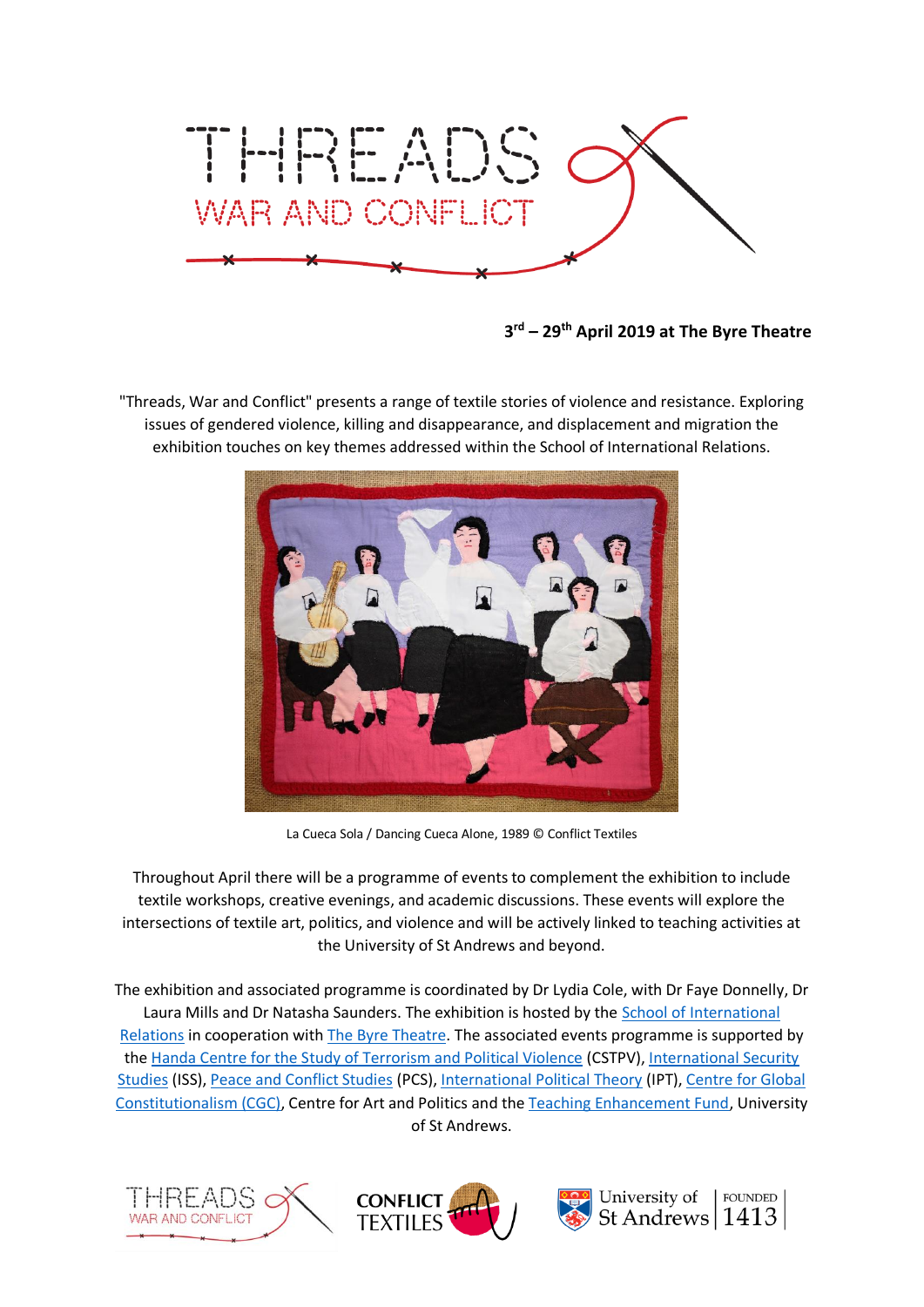# THREADS

## WAR AND CONFLICT

**3rd – 29th April 2019 at The Byre Theatre**

"Threads, War and Conflict" presents a range of textile stories of violence and resistance. Exploring issues of gendered violence, killing and disappearance, and displacement and migration the exhibition touches on key themes addressed within the School of International Relations.

La Cueca Sola / Dancing Cueca Alone, 1989 © Conflict Textiles

Throughout April there will be a programme of events to complement the exhibition to include textile workshops, creative evenings, and academic discussions. These events will explore the intersections of textile art, politics, and violence and will be actively linked to teaching activities at the University of St Andrews and beyond.

The exhibition and associated programme is coordinated by Dr Lydia Cole, with Dr Faye Donnelly, Dr Laura Mills and Dr Natasha Saunders. The exhibition is hosted by the School of International Relations in cooperation with The Byre Theatre. The associated events programme is supported by the Handa Centre for the Study of Terrorism and Political Violence (CSTPV), International Security Studies (ISS), Peace and Conflict Studies (PCS), International Political Theory (IPT), Centre for Global Constitutionalism (CGC), Centre for Art and Politics and the Teaching Enhancement Fund, University of St Andrews.

THREADS WAR AND CONFLICT | CONFLICT TEXTILES | University of St Andrews FOUNDED 1413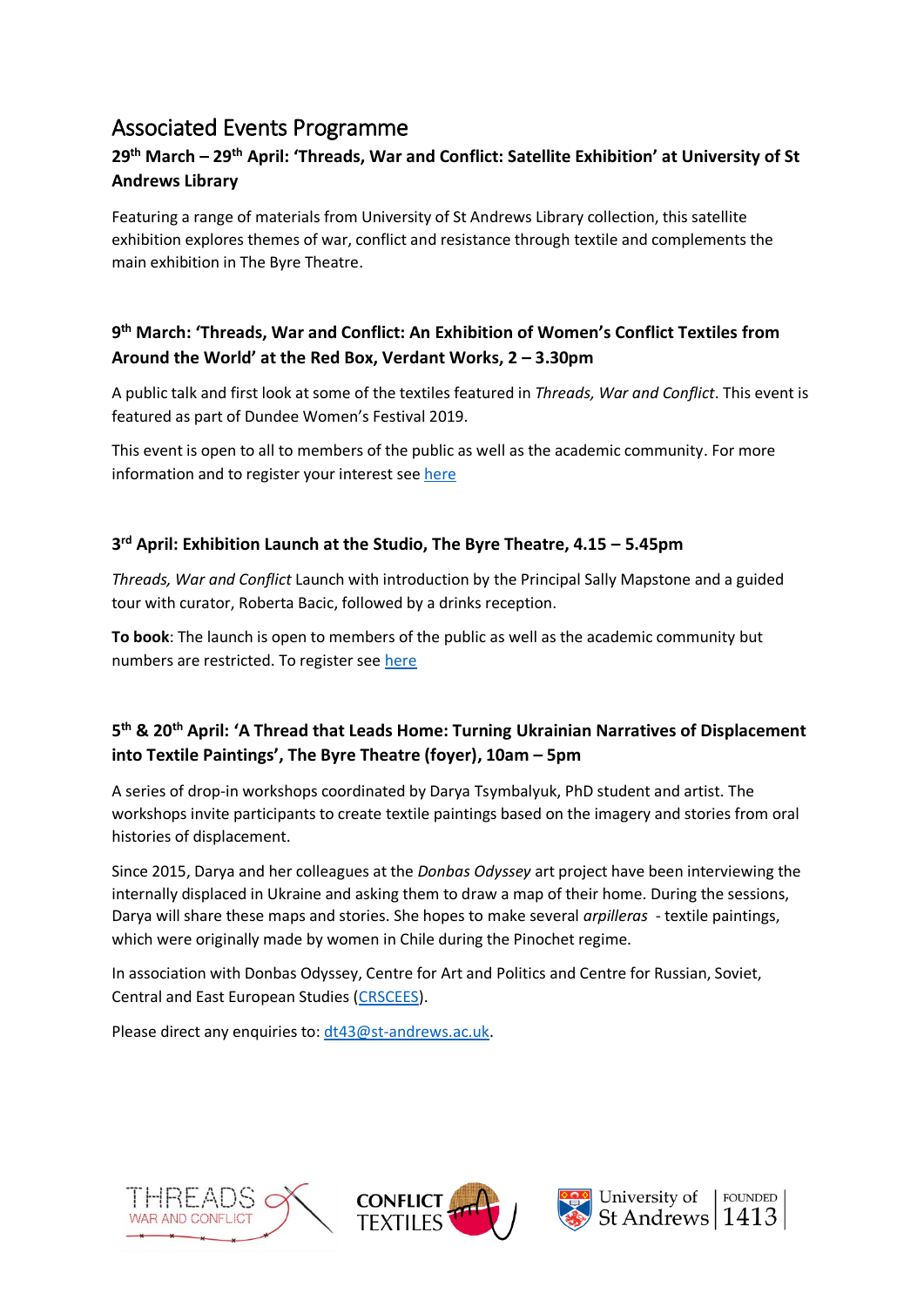# Associated Events Programme

### 29th March – 29th April: 'Threads, War and Conflict: Satellite Exhibition' at University of St Andrews Library

Featuring a range of materials from University of St Andrews Library collection, this satellite exhibition explores themes of war, conflict and resistance through textile and complements the main exhibition in The Byre Theatre.

### 9th March: 'Threads, War and Conflict: An Exhibition of Women's Conflict Textiles from Around the World' at the Red Box, Verdant Works, 2 – 3.30pm

A public talk and first look at some of the textiles featured in *Threads, War and Conflict*. This event is featured as part of Dundee Women's Festival 2019.

This event is open to all to members of the public as well as the academic community. For more information and to register your interest see here

### 3rd April: Exhibition Launch at the Studio, The Byre Theatre, 4.15 – 5.45pm

*Threads, War and Conflict* Launch with introduction by the Principal Sally Mapstone and a guided tour with curator, Roberta Bacic, followed by a drinks reception.

**To book**: The launch is open to members of the public as well as the academic community but numbers are restricted. To register see here

### 5th & 20th April: 'A Thread that Leads Home: Turning Ukrainian Narratives of Displacement into Textile Paintings', The Byre Theatre (foyer), 10am – 5pm

A series of drop-in workshops coordinated by Darya Tsymbalyuk, PhD student and artist. The workshops invite participants to create textile paintings based on the imagery and stories from oral histories of displacement.

Since 2015, Darya and her colleagues at the *Donbas Odyssey* art project have been interviewing the internally displaced in Ukraine and asking them to draw a map of their home. During the sessions, Darya will share these maps and stories. She hopes to make several *arpilleras* - textile paintings, which were originally made by women in Chile during the Pinochet regime.

In association with Donbas Odyssey, Centre for Art and Politics and Centre for Russian, Soviet, Central and East European Studies (CRSCEES).

Please direct any enquiries to: dt43@st-andrews.ac.uk.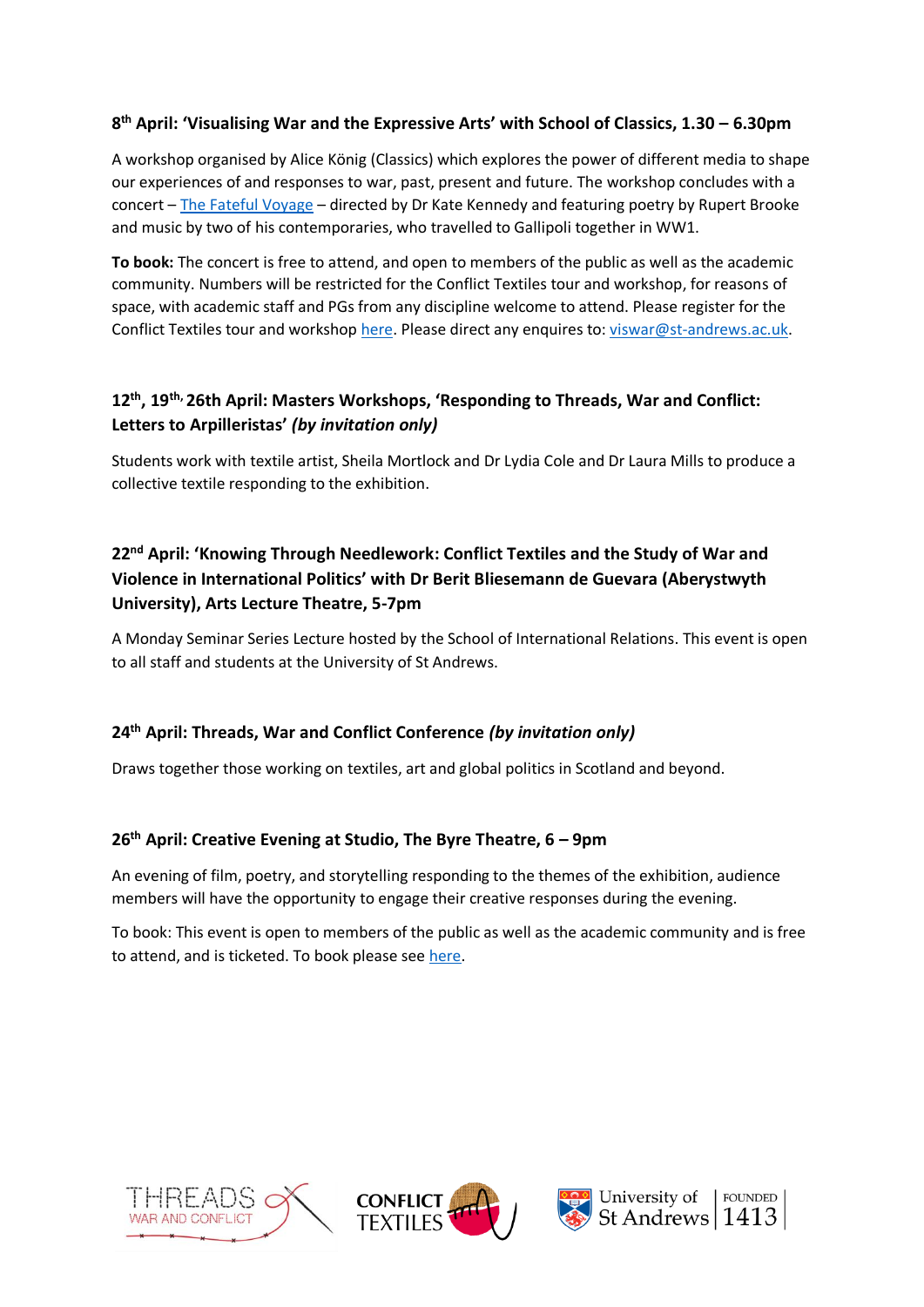### 8th April: 'Visualising War and the Expressive Arts' with School of Classics, 1.30 – 6.30pm

A workshop organised by Alice König (Classics) which explores the power of different media to shape our experiences of and responses to war, past, present and future. The workshop concludes with a concert – The Fateful Voyage – directed by Dr Kate Kennedy and featuring poetry by Rupert Brooke and music by two of his contemporaries, who travelled to Gallipoli together in WW1.

**To book:** The concert is free to attend, and open to members of the public as well as the academic community. Numbers will be restricted for the Conflict Textiles tour and workshop, for reasons of space, with academic staff and PGs from any discipline welcome to attend. Please register for the Conflict Textiles tour and workshop here. Please direct any enquires to: viswar@st-andrews.ac.uk.

### 12th, 19th, 26th April: Masters Workshops, 'Responding to Threads, War and Conflict: Letters to Arpilleristas' *(by invitation only)*

Students work with textile artist, Sheila Mortlock and Dr Lydia Cole and Dr Laura Mills to produce a collective textile responding to the exhibition.

### 22nd April: 'Knowing Through Needlework: Conflict Textiles and the Study of War and Violence in International Politics' with Dr Berit Bliesemann de Guevara (Aberystwyth University), Arts Lecture Theatre, 5-7pm

A Monday Seminar Series Lecture hosted by the School of International Relations. This event is open to all staff and students at the University of St Andrews.

### 24th April: Threads, War and Conflict Conference *(by invitation only)*

Draws together those working on textiles, art and global politics in Scotland and beyond.

### 26th April: Creative Evening at Studio, The Byre Theatre, 6 – 9pm

An evening of film, poetry, and storytelling responding to the themes of the exhibition, audience members will have the opportunity to engage their creative responses during the evening.

To book: This event is open to members of the public as well as the academic community and is free to attend, and is ticketed. To book please see here.